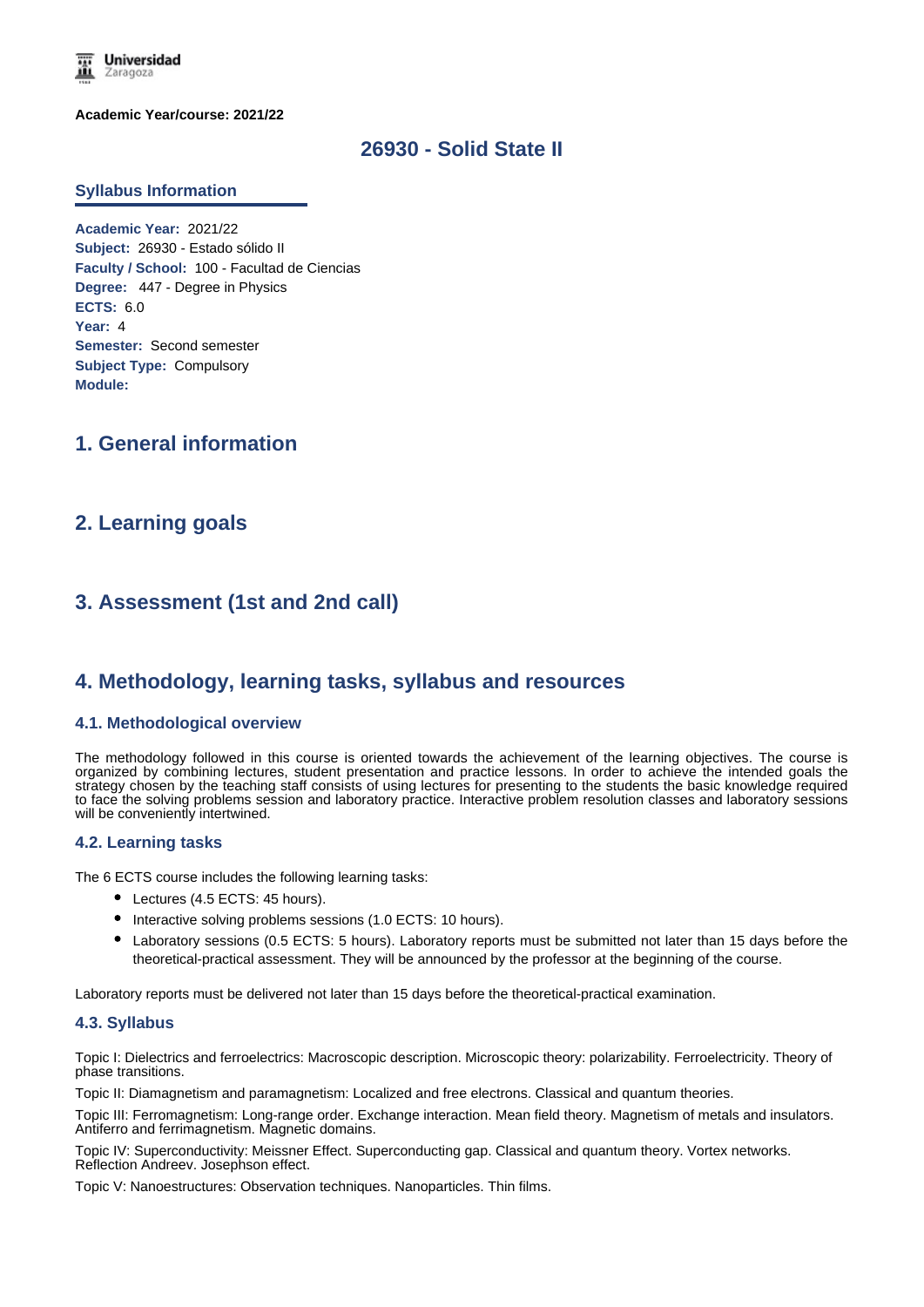Universidad Zaragoza

**Academic Year/course: 2021/22**

# 26930 - Solid State II

## Syllabus Information

**Academic Year:** 2021/22
**Subject:** 26930 - Estado sólido II
**Faculty / School:** 100 - Facultad de Ciencias
**Degree:** 447 - Degree in Physics
**ECTS:** 6.0
**Year:** 4
**Semester:** Second semester
**Subject Type:** Compulsory
**Module:**

## 1. General information

## 2. Learning goals

## 3. Assessment (1st and 2nd call)

## 4. Methodology, learning tasks, syllabus and resources

### 4.1. Methodological overview

The methodology followed in this course is oriented towards the achievement of the learning objectives. The course is organized by combining lectures, student presentation and practice lessons. In order to achieve the intended goals the strategy chosen by the teaching staff consists of using lectures for presenting to the students the basic knowledge required to face the solving problems session and laboratory practice. Interactive problem resolution classes and laboratory sessions will be conveniently intertwined.

### 4.2. Learning tasks

The 6 ECTS course includes the following learning tasks:

- Lectures (4.5 ECTS: 45 hours).
- Interactive solving problems sessions (1.0 ECTS: 10 hours).
- Laboratory sessions (0.5 ECTS: 5 hours). Laboratory reports must be submitted not later than 15 days before the theoretical-practical assessment. They will be announced by the professor at the beginning of the course.

Laboratory reports must be delivered not later than 15 days before the theoretical-practical examination.

### 4.3. Syllabus

Topic I: Dielectrics and ferroelectrics: Macroscopic description. Microscopic theory: polarizability. Ferroelectricity. Theory of phase transitions.

Topic II: Diamagnetism and paramagnetism: Localized and free electrons. Classical and quantum theories.

Topic III: Ferromagnetism: Long-range order. Exchange interaction. Mean field theory. Magnetism of metals and insulators. Antiferro and ferrimagnetism. Magnetic domains.

Topic IV: Superconductivity: Meissner Effect. Superconducting gap. Classical and quantum theory. Vortex networks. Reflection Andreev. Josephson effect.

Topic V: Nanoestructures: Observation techniques. Nanoparticles. Thin films.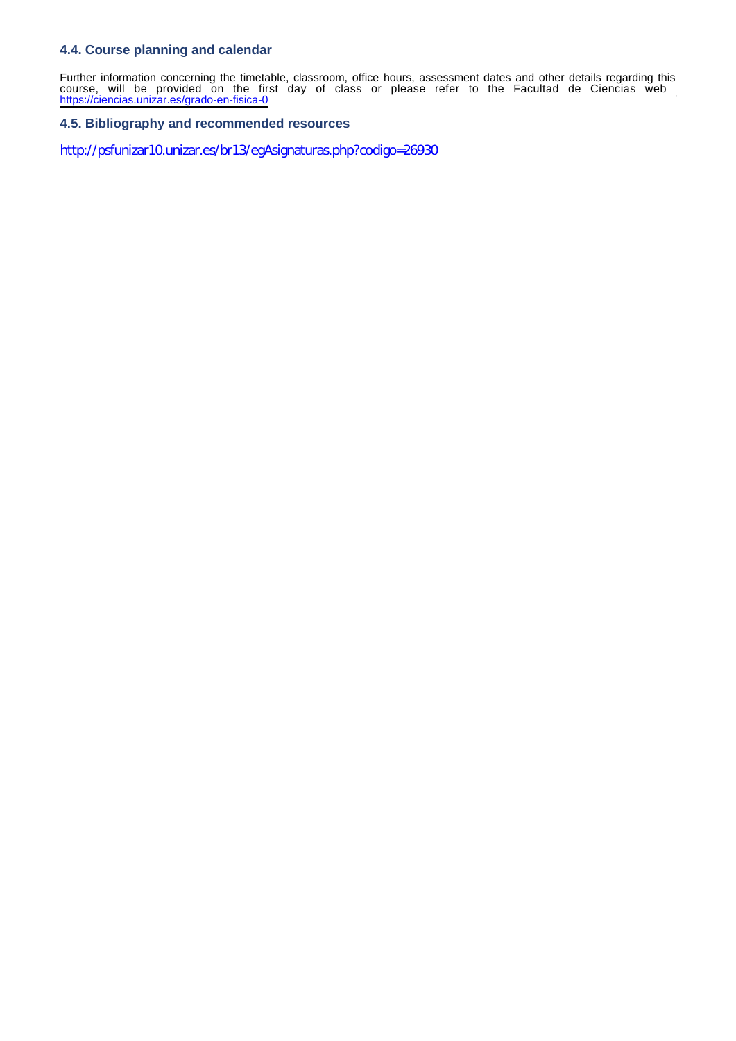### 4.4. Course planning and calendar

Further information concerning the timetable, classroom, office hours, assessment dates and other details regarding this course, will be provided on the first day of class or please refer to the Facultad de Ciencias web https://ciencias.unizar.es/grado-en-fisica-0

### 4.5. Bibliography and recommended resources

http://psfunizar10.unizar.es/br13/egAsignaturas.php?codigo=26930